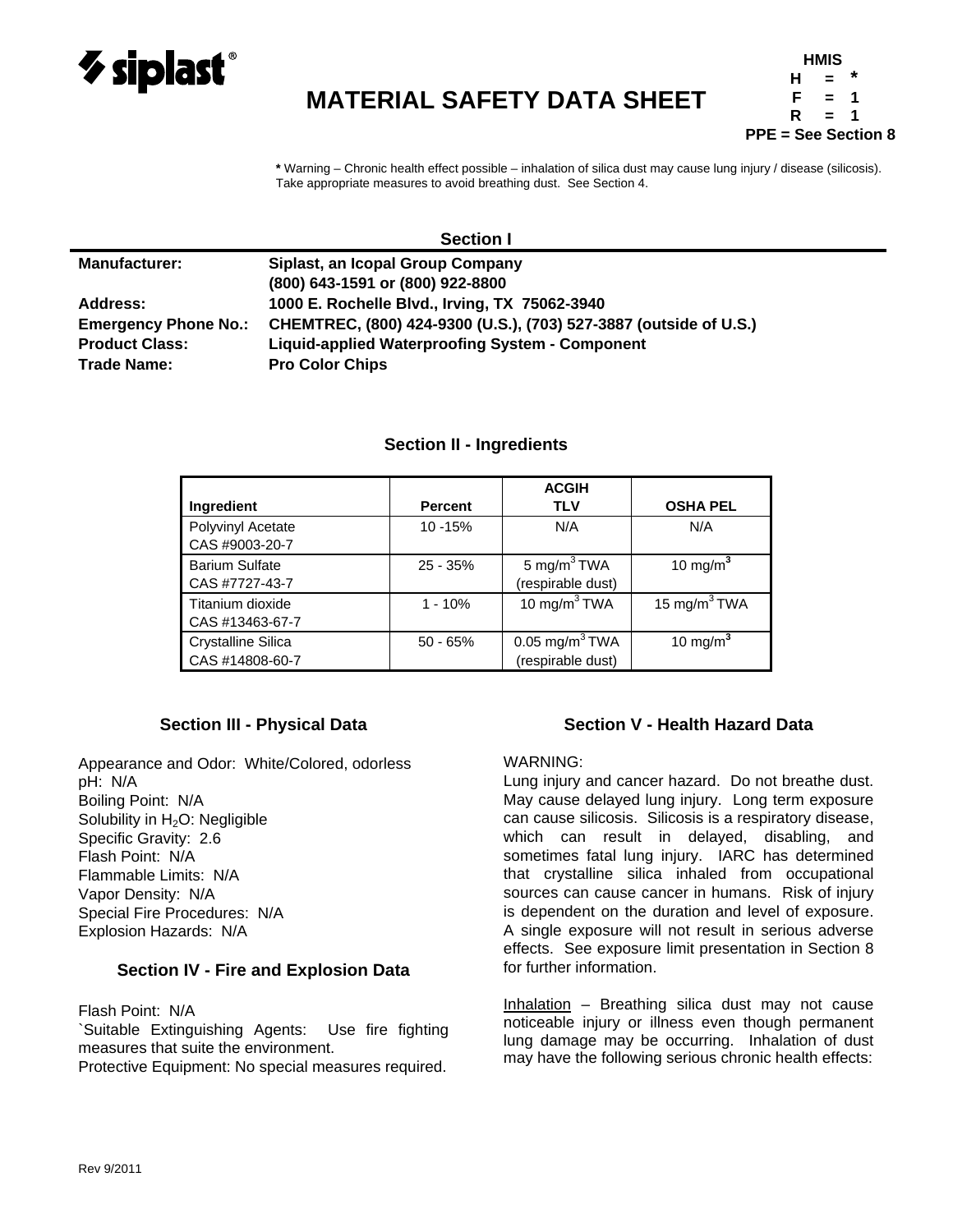siplast®

# MATERIAL SAFETY DATA SHEET

**HMIS**
**H = \***
**F = 1**
**R = 1**
**PPE = See Section 8**

**\*** Warning – Chronic health effect possible – inhalation of silica dust may cause lung injury / disease (silicosis). Take appropriate measures to avoid breathing dust. See Section 4.

## Section I

| | |
|---|---|
| **Manufacturer:** | **Siplast, an Icopal Group Company** |
| | **(800) 643-1591 or (800) 922-8800** |
| **Address:** | **1000 E. Rochelle Blvd., Irving, TX 75062-3940** |
| **Emergency Phone No.:** | **CHEMTREC, (800) 424-9300 (U.S.), (703) 527-3887 (outside of U.S.)** |
| **Product Class:** | **Liquid-applied Waterproofing System - Component** |
| **Trade Name:** | **Pro Color Chips** |

## Section II - Ingredients

| Ingredient | Percent | ACGIH TLV | OSHA PEL |
|---|---|---|---|
| Polyvinyl Acetate CAS #9003-20-7 | 10 -15% | N/A | N/A |
| Barium Sulfate CAS #7727-43-7 | 25 - 35% | 5 mg/m$^3$ TWA (respirable dust) | 10 mg/m$^3$ |
| Titanium dioxide CAS #13463-67-7 | 1 - 10% | 10 mg/m$^3$ TWA | 15 mg/m$^3$ TWA |
| Crystalline Silica CAS #14808-60-7 | 50 - 65% | 0.05 mg/m$^3$ TWA (respirable dust) | 10 mg/m$^3$ |

## Section III - Physical Data

Appearance and Odor: White/Colored, odorless
pH: N/A
Boiling Point: N/A
Solubility in $H_2O$: Negligible
Specific Gravity: 2.6
Flash Point: N/A
Flammable Limits: N/A
Vapor Density: N/A
Special Fire Procedures: N/A
Explosion Hazards: N/A

## Section IV - Fire and Explosion Data

Flash Point: N/A
`Suitable Extinguishing Agents: Use fire fighting measures that suite the environment.
Protective Equipment: No special measures required.

## Section V - Health Hazard Data

WARNING:
Lung injury and cancer hazard. Do not breathe dust. May cause delayed lung injury. Long term exposure can cause silicosis. Silicosis is a respiratory disease, which can result in delayed, disabling, and sometimes fatal lung injury. IARC has determined that crystalline silica inhaled from occupational sources can cause cancer in humans. Risk of injury is dependent on the duration and level of exposure. A single exposure will not result in serious adverse effects. See exposure limit presentation in Section 8 for further information.

Inhalation – Breathing silica dust may not cause noticeable injury or illness even though permanent lung damage may be occurring. Inhalation of dust may have the following serious chronic health effects: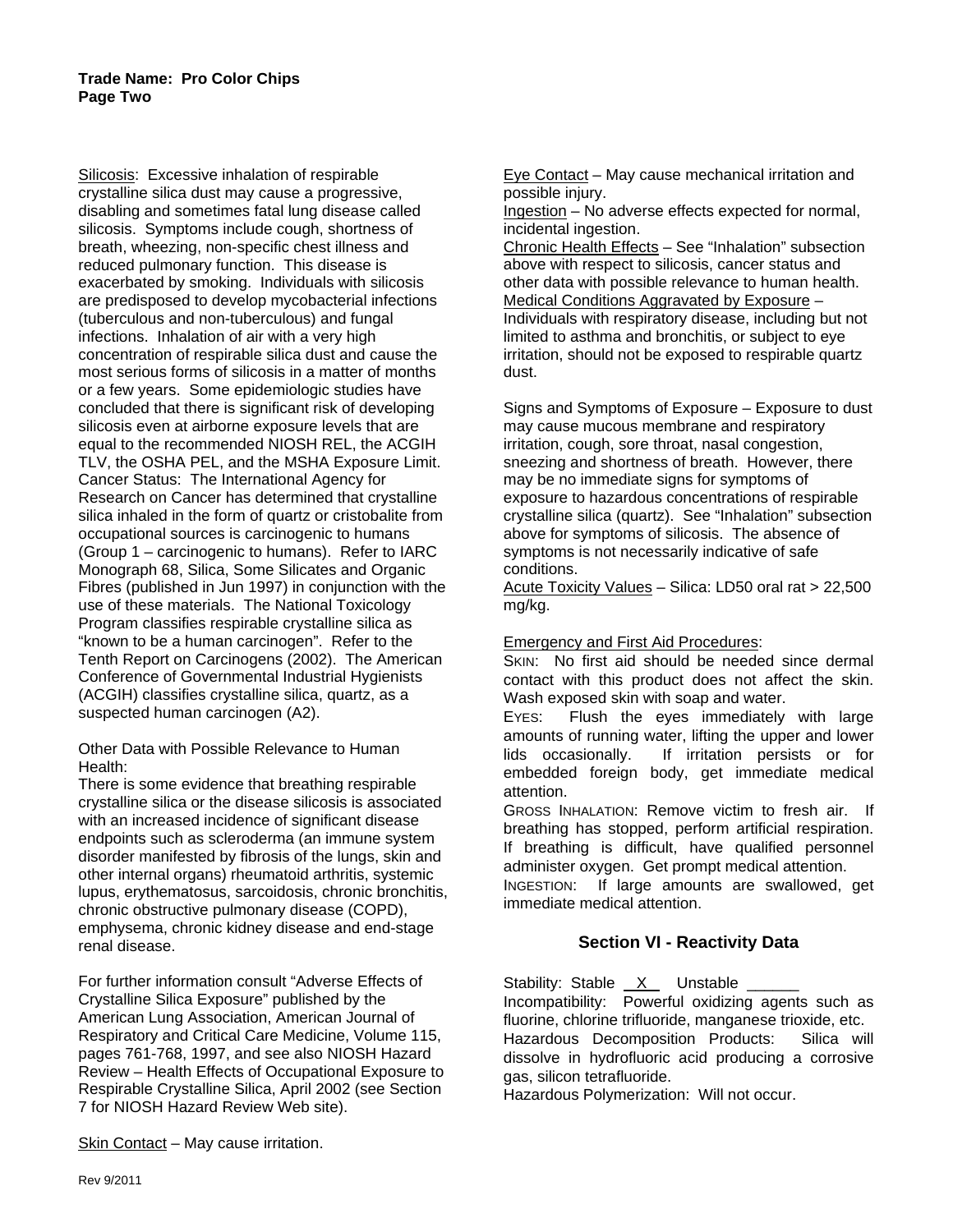Silicosis: Excessive inhalation of respirable crystalline silica dust may cause a progressive, disabling and sometimes fatal lung disease called silicosis. Symptoms include cough, shortness of breath, wheezing, non-specific chest illness and reduced pulmonary function. This disease is exacerbated by smoking. Individuals with silicosis are predisposed to develop mycobacterial infections (tuberculous and non-tuberculous) and fungal infections. Inhalation of air with a very high concentration of respirable silica dust and cause the most serious forms of silicosis in a matter of months or a few years. Some epidemiologic studies have concluded that there is significant risk of developing silicosis even at airborne exposure levels that are equal to the recommended NIOSH REL, the ACGIH TLV, the OSHA PEL, and the MSHA Exposure Limit.
Cancer Status: The International Agency for Research on Cancer has determined that crystalline silica inhaled in the form of quartz or cristobalite from occupational sources is carcinogenic to humans (Group 1 – carcinogenic to humans). Refer to IARC Monograph 68, Silica, Some Silicates and Organic Fibres (published in Jun 1997) in conjunction with the use of these materials. The National Toxicology Program classifies respirable crystalline silica as "known to be a human carcinogen". Refer to the Tenth Report on Carcinogens (2002). The American Conference of Governmental Industrial Hygienists (ACGIH) classifies crystalline silica, quartz, as a suspected human carcinogen (A2).

Other Data with Possible Relevance to Human Health:
There is some evidence that breathing respirable crystalline silica or the disease silicosis is associated with an increased incidence of significant disease endpoints such as scleroderma (an immune system disorder manifested by fibrosis of the lungs, skin and other internal organs) rheumatoid arthritis, systemic lupus, erythematosus, sarcoidosis, chronic bronchitis, chronic obstructive pulmonary disease (COPD), emphysema, chronic kidney disease and end-stage renal disease.

For further information consult "Adverse Effects of Crystalline Silica Exposure" published by the American Lung Association, American Journal of Respiratory and Critical Care Medicine, Volume 115, pages 761-768, 1997, and see also NIOSH Hazard Review – Health Effects of Occupational Exposure to Respirable Crystalline Silica, April 2002 (see Section 7 for NIOSH Hazard Review Web site).

Skin Contact – May cause irritation.

Eye Contact – May cause mechanical irritation and possible injury.
Ingestion – No adverse effects expected for normal, incidental ingestion.
Chronic Health Effects – See "Inhalation" subsection above with respect to silicosis, cancer status and other data with possible relevance to human health.
Medical Conditions Aggravated by Exposure – Individuals with respiratory disease, including but not limited to asthma and bronchitis, or subject to eye irritation, should not be exposed to respirable quartz dust.

Signs and Symptoms of Exposure – Exposure to dust may cause mucous membrane and respiratory irritation, cough, sore throat, nasal congestion, sneezing and shortness of breath. However, there may be no immediate signs for symptoms of exposure to hazardous concentrations of respirable crystalline silica (quartz). See "Inhalation" subsection above for symptoms of silicosis. The absence of symptoms is not necessarily indicative of safe conditions.
Acute Toxicity Values – Silica: LD50 oral rat > 22,500 mg/kg.

Emergency and First Aid Procedures:
SKIN: No first aid should be needed since dermal contact with this product does not affect the skin. Wash exposed skin with soap and water.
EYES: Flush the eyes immediately with large amounts of running water, lifting the upper and lower lids occasionally. If irritation persists or for embedded foreign body, get immediate medical attention.
GROSS INHALATION: Remove victim to fresh air. If breathing has stopped, perform artificial respiration. If breathing is difficult, have qualified personnel administer oxygen. Get prompt medical attention.
INGESTION: If large amounts are swallowed, get immediate medical attention.

## Section VI - Reactivity Data

Stability: Stable \_\_X\_\_ Unstable \_\_\_\_\_\_
Incompatibility: Powerful oxidizing agents such as fluorine, chlorine trifluoride, manganese trioxide, etc.
Hazardous Decomposition Products: Silica will dissolve in hydrofluoric acid producing a corrosive gas, silicon tetrafluoride.
Hazardous Polymerization: Will not occur.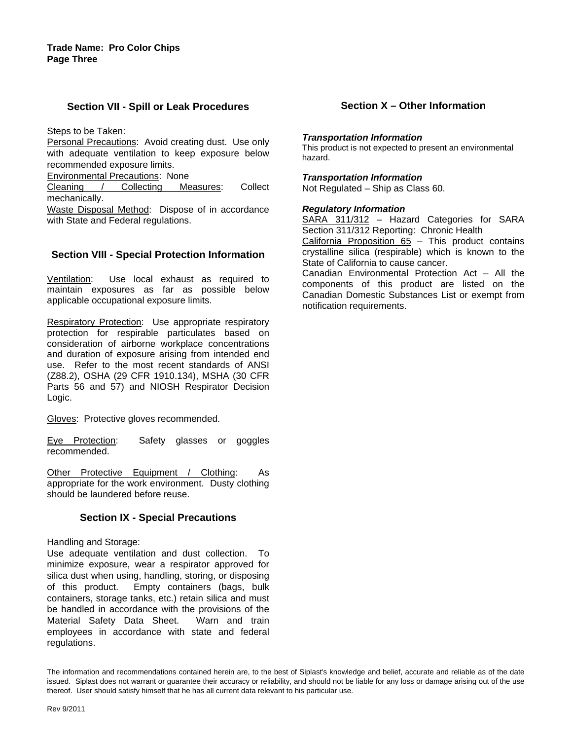## Section VII - Spill or Leak Procedures

Steps to be Taken:

Personal Precautions: Avoid creating dust. Use only with adequate ventilation to keep exposure below recommended exposure limits.

Environmental Precautions: None

Cleaning / Collecting Measures: Collect mechanically.

Waste Disposal Method: Dispose of in accordance with State and Federal regulations.

## Section VIII - Special Protection Information

Ventilation: Use local exhaust as required to maintain exposures as far as possible below applicable occupational exposure limits.

Respiratory Protection: Use appropriate respiratory protection for respirable particulates based on consideration of airborne workplace concentrations and duration of exposure arising from intended end use. Refer to the most recent standards of ANSI (Z88.2), OSHA (29 CFR 1910.134), MSHA (30 CFR Parts 56 and 57) and NIOSH Respirator Decision Logic.

Gloves: Protective gloves recommended.

Eye Protection: Safety glasses or goggles recommended.

Other Protective Equipment / Clothing: As appropriate for the work environment. Dusty clothing should be laundered before reuse.

## Section IX - Special Precautions

Handling and Storage:

Use adequate ventilation and dust collection. To minimize exposure, wear a respirator approved for silica dust when using, handling, storing, or disposing of this product. Empty containers (bags, bulk containers, storage tanks, etc.) retain silica and must be handled in accordance with the provisions of the Material Safety Data Sheet. Warn and train employees in accordance with state and federal regulations.

## Section X – Other Information

***Transportation Information***

This product is not expected to present an environmental hazard.

***Transportation Information***

Not Regulated – Ship as Class 60.

***Regulatory Information***

SARA 311/312 – Hazard Categories for SARA Section 311/312 Reporting: Chronic Health

California Proposition 65 – This product contains crystalline silica (respirable) which is known to the State of California to cause cancer.

Canadian Environmental Protection Act – All the components of this product are listed on the Canadian Domestic Substances List or exempt from notification requirements.

The information and recommendations contained herein are, to the best of Siplast's knowledge and belief, accurate and reliable as of the date issued. Siplast does not warrant or guarantee their accuracy or reliability, and should not be liable for any loss or damage arising out of the use thereof. User should satisfy himself that he has all current data relevant to his particular use.

Rev 9/2011